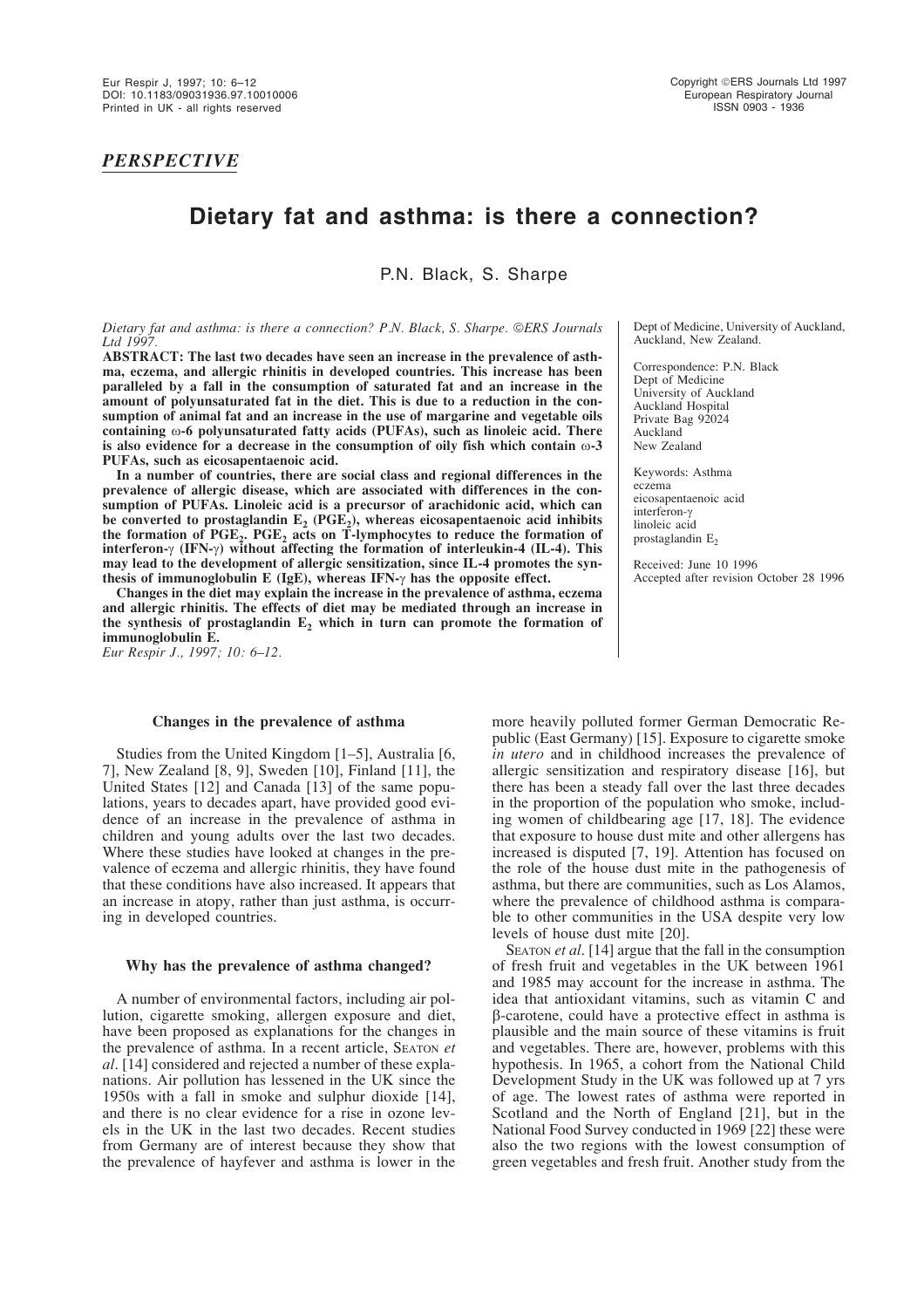*PERSPECTIVE*

# Dietary fat and asthma: is there a connection?

P.N. Black, S. Sharpe

*Dietary fat and asthma: is there a connection? P.N. Black, S. Sharpe. ©ERS Journals Ltd 1997.*

**ABSTRACT: The last two decades have seen an increase in the prevalence of asthma, eczema, and allergic rhinitis in developed countries. This increase has been paralleled by a fall in the consumption of saturated fat and an increase in the amount of polyunsaturated fat in the diet. This is due to a reduction in the consumption of animal fat and an increase in the use of margarine and vegetable oils containing ω-6 polyunsaturated fatty acids (PUFAs), such as linoleic acid. There is also evidence for a decrease in the consumption of oily fish which contain ω-3 PUFAs, such as eicosapentaenoic acid.**

**In a number of countries, there are social class and regional differences in the prevalence of allergic disease, which are associated with differences in the consumption of PUFAs. Linoleic acid is a precursor of arachidonic acid, which can be converted to prostaglandin $E_2$ ($PGE_2$), whereas eicosapentaenoic acid inhibits the formation of $PGE_2$. $PGE_2$ acts on T-lymphocytes to reduce the formation of interferon-γ (IFN-γ) without affecting the formation of interleukin-4 (IL-4). This may lead to the development of allergic sensitization, since IL-4 promotes the synthesis of immunoglobulin E (IgE), whereas IFN-γ has the opposite effect.**

**Changes in the diet may explain the increase in the prevalence of asthma, eczema and allergic rhinitis. The effects of diet may be mediated through an increase in the synthesis of prostaglandin $E_2$ which in turn can promote the formation of immunoglobulin E.**

*Eur Respir J., 1997; 10: 6–12.*

Dept of Medicine, University of Auckland, Auckland, New Zealand.

Correspondence: P.N. Black
Dept of Medicine
University of Auckland
Auckland Hospital
Private Bag 92024
Auckland
New Zealand

Keywords: Asthma
eczema
eicosapentaenoic acid
interferon-γ
linoleic acid
prostaglandin $E_2$

Received: June 10 1996
Accepted after revision October 28 1996

### Changes in the prevalence of asthma

Studies from the United Kingdom [1–5], Australia [6, 7], New Zealand [8, 9], Sweden [10], Finland [11], the United States [12] and Canada [13] of the same populations, years to decades apart, have provided good evidence of an increase in the prevalence of asthma in children and young adults over the last two decades. Where these studies have looked at changes in the prevalence of eczema and allergic rhinitis, they have found that these conditions have also increased. It appears that an increase in atopy, rather than just asthma, is occurring in developed countries.

### Why has the prevalence of asthma changed?

A number of environmental factors, including air pollution, cigarette smoking, allergen exposure and diet, have been proposed as explanations for the changes in the prevalence of asthma. In a recent article, Seaton *et al*. [14] considered and rejected a number of these explanations. Air pollution has lessened in the UK since the 1950s with a fall in smoke and sulphur dioxide [14], and there is no clear evidence for a rise in ozone levels in the UK in the last two decades. Recent studies from Germany are of interest because they show that the prevalence of hayfever and asthma is lower in the more heavily polluted former German Democratic Republic (East Germany) [15]. Exposure to cigarette smoke *in utero* and in childhood increases the prevalence of allergic sensitization and respiratory disease [16], but there has been a steady fall over the last three decades in the proportion of the population who smoke, including women of childbearing age [17, 18]. The evidence that exposure to house dust mite and other allergens has increased is disputed [7, 19]. Attention has focused on the role of the house dust mite in the pathogenesis of asthma, but there are communities, such as Los Alamos, where the prevalence of childhood asthma is comparable to other communities in the USA despite very low levels of house dust mite [20].

Seaton *et al*. [14] argue that the fall in the consumption of fresh fruit and vegetables in the UK between 1961 and 1985 may account for the increase in asthma. The idea that antioxidant vitamins, such as vitamin C and β-carotene, could have a protective effect in asthma is plausible and the main source of these vitamins is fruit and vegetables. There are, however, problems with this hypothesis. In 1965, a cohort from the National Child Development Study in the UK was followed up at 7 yrs of age. The lowest rates of asthma were reported in Scotland and the North of England [21], but in the National Food Survey conducted in 1969 [22] these were also the two regions with the lowest consumption of green vegetables and fresh fruit. Another study from the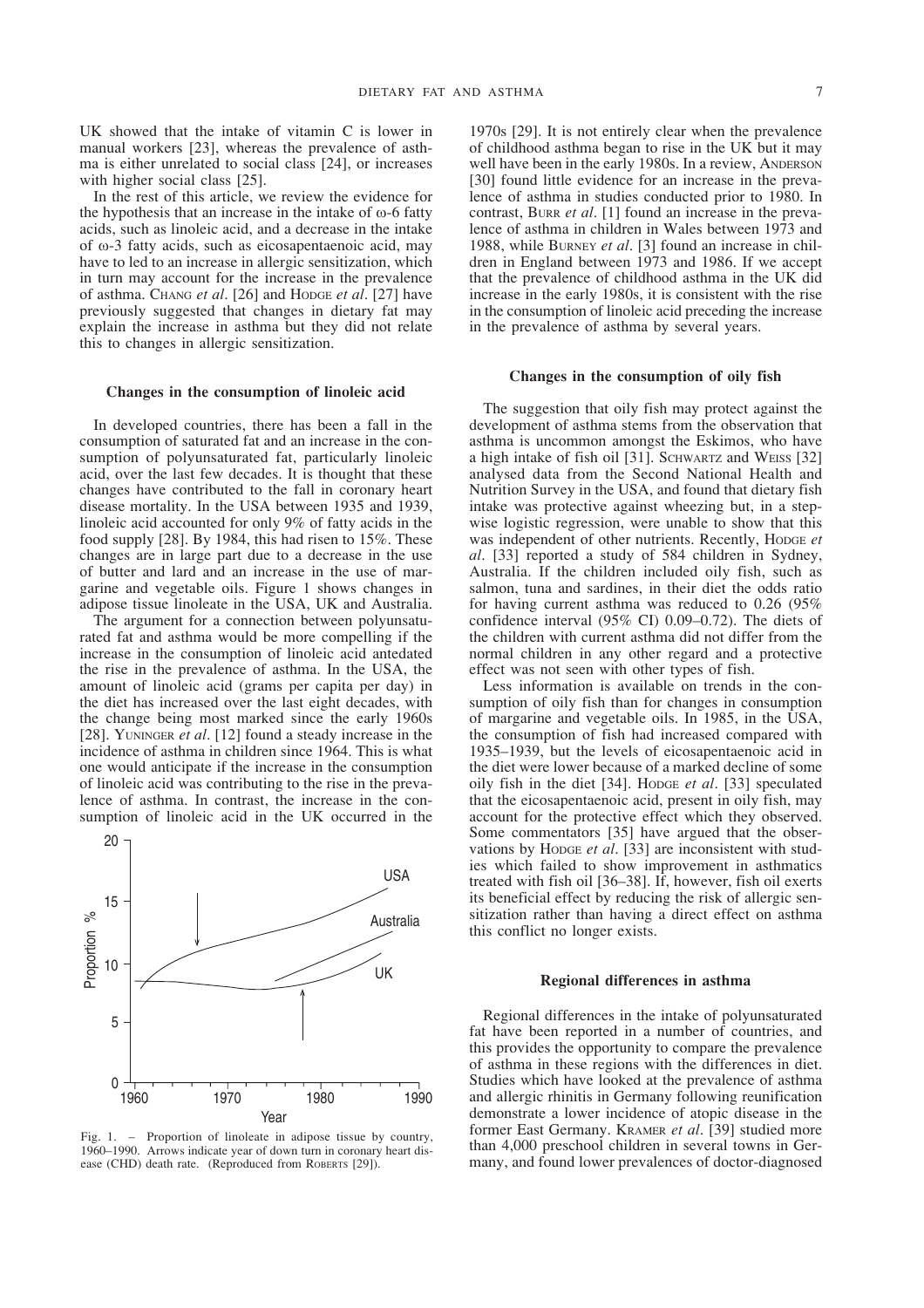UK showed that the intake of vitamin C is lower in manual workers [23], whereas the prevalence of asthma is either unrelated to social class [24], or increases with higher social class [25].

In the rest of this article, we review the evidence for the hypothesis that an increase in the intake of ω-6 fatty acids, such as linoleic acid, and a decrease in the intake of ω-3 fatty acids, such as eicosapentaenoic acid, may have to led to an increase in allergic sensitization, which in turn may account for the increase in the prevalence of asthma. Chang *et al*. [26] and Hodge *et al*. [27] have previously suggested that changes in dietary fat may explain the increase in asthma but they did not relate this to changes in allergic sensitization.

### Changes in the consumption of linoleic acid

In developed countries, there has been a fall in the consumption of saturated fat and an increase in the consumption of polyunsaturated fat, particularly linoleic acid, over the last few decades. It is thought that these changes have contributed to the fall in coronary heart disease mortality. In the USA between 1935 and 1939, linoleic acid accounted for only 9% of fatty acids in the food supply [28]. By 1984, this had risen to 15%. These changes are in large part due to a decrease in the use of butter and lard and an increase in the use of margarine and vegetable oils. Figure 1 shows changes in adipose tissue linoleate in the USA, UK and Australia.

The argument for a connection between polyunsaturated fat and asthma would be more compelling if the increase in the consumption of linoleic acid antedated the rise in the prevalence of asthma. In the USA, the amount of linoleic acid (grams per capita per day) in the diet has increased over the last eight decades, with the change being most marked since the early 1960s [28]. Yuninger *et al*. [12] found a steady increase in the incidence of asthma in children since 1964. This is what one would anticipate if the increase in the consumption of linoleic acid was contributing to the rise in the prevalence of asthma. In contrast, the increase in the consumption of linoleic acid in the UK occurred in the 1970s [29]. It is not entirely clear when the prevalence of childhood asthma began to rise in the UK but it may well have been in the early 1980s. In a review, Anderson [30] found little evidence for an increase in the prevalence of asthma in studies conducted prior to 1980. In contrast, Burr *et al*. [1] found an increase in the prevalence of asthma in children in Wales between 1973 and 1988, while Burney *et al*. [3] found an increase in children in England between 1973 and 1986. If we accept that the prevalence of childhood asthma in the UK did increase in the early 1980s, it is consistent with the rise in the consumption of linoleic acid preceding the increase in the prevalence of asthma by several years.

Fig. 1. – Proportion of linoleate in adipose tissue by country, 1960–1990. Arrows indicate year of down turn in coronary heart disease (CHD) death rate. (Reproduced from Roberts [29]).

### Changes in the consumption of oily fish

The suggestion that oily fish may protect against the development of asthma stems from the observation that asthma is uncommon amongst the Eskimos, who have a high intake of fish oil [31]. Schwartz and Weiss [32] analysed data from the Second National Health and Nutrition Survey in the USA, and found that dietary fish intake was protective against wheezing but, in a stepwise logistic regression, were unable to show that this was independent of other nutrients. Recently, Hodge *et al*. [33] reported a study of 584 children in Sydney, Australia. If the children included oily fish, such as salmon, tuna and sardines, in their diet the odds ratio for having current asthma was reduced to 0.26 (95% confidence interval (95% CI) 0.09–0.72). The diets of the children with current asthma did not differ from the normal children in any other regard and a protective effect was not seen with other types of fish.

Less information is available on trends in the consumption of oily fish than for changes in consumption of margarine and vegetable oils. In 1985, in the USA, the consumption of fish had increased compared with 1935–1939, but the levels of eicosapentaenoic acid in the diet were lower because of a marked decline of some oily fish in the diet [34]. Hodge *et al*. [33] speculated that the eicosapentaenoic acid, present in oily fish, may account for the protective effect which they observed. Some commentators [35] have argued that the observations by Hodge *et al*. [33] are inconsistent with studies which failed to show improvement in asthmatics treated with fish oil [36–38]. If, however, fish oil exerts its beneficial effect by reducing the risk of allergic sensitization rather than having a direct effect on asthma this conflict no longer exists.

### Regional differences in asthma

Regional differences in the intake of polyunsaturated fat have been reported in a number of countries, and this provides the opportunity to compare the prevalence of asthma in these regions with the differences in diet. Studies which have looked at the prevalence of asthma and allergic rhinitis in Germany following reunification demonstrate a lower incidence of atopic disease in the former East Germany. Kramer *et al*. [39] studied more than 4,000 preschool children in several towns in Germany, and found lower prevalences of doctor-diagnosed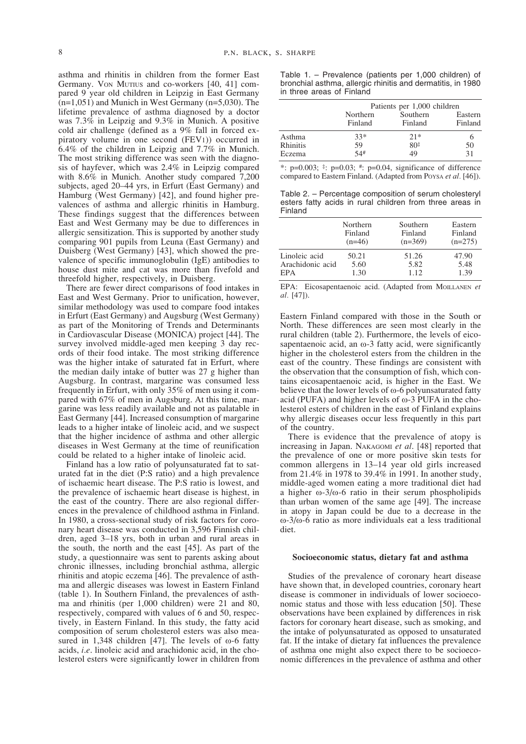asthma and rhinitis in children from the former East Germany. VON MUTIUS and co-workers [40, 41] compared 9 year old children in Leipzig in East Germany (n=1,051) and Munich in West Germany (n=5,030). The lifetime prevalence of asthma diagnosed by a doctor was 7.3% in Leipzig and 9.3% in Munich. A positive cold air challenge (defined as a 9% fall in forced expiratory volume in one second ($FEV_1$)) occurred in 6.4% of the children in Leipzig and 7.7% in Munich. The most striking difference was seen with the diagnosis of hayfever, which was 2.4% in Leipzig compared with 8.6% in Munich. Another study compared 7,200 subjects, aged 20–44 yrs, in Erfurt (East Germany) and Hamburg (West Germany) [42], and found higher prevalences of asthma and allergic rhinitis in Hamburg. These findings suggest that the differences between East and West Germany may be due to differences in allergic sensitization. This is supported by another study comparing 901 pupils from Leuna (East Germany) and Duisberg (West Germany) [43], which showed the prevalence of specific immunoglobulin (IgE) antibodies to house dust mite and cat was more than fivefold and threefold higher, respectively, in Duisberg.

There are fewer direct comparisons of food intakes in East and West Germany. Prior to unification, however, similar methodology was used to compare food intakes in Erfurt (East Germany) and Augsburg (West Germany) as part of the Monitoring of Trends and Determinants in Cardiovascular Disease (MONICA) project [44]. The survey involved middle-aged men keeping 3 day records of their food intake. The most striking difference was the higher intake of saturated fat in Erfurt, where the median daily intake of butter was 27 g higher than Augsburg. In contrast, margarine was consumed less frequently in Erfurt, with only 35% of men using it compared with 67% of men in Augsburg. At this time, margarine was less readily available and not as palatable in East Germany [44]. Increased consumption of margarine leads to a higher intake of linoleic acid, and we suspect that the higher incidence of asthma and other allergic diseases in West Germany at the time of reunification could be related to a higher intake of linoleic acid.

Finland has a low ratio of polyunsaturated fat to saturated fat in the diet (P:S ratio) and a high prevalence of ischaemic heart disease. The P:S ratio is lowest, and the prevalence of ischaemic heart disease is highest, in the east of the country. There are also regional differences in the prevalence of childhood asthma in Finland. In 1980, a cross-sectional study of risk factors for coronary heart disease was conducted in 3,596 Finnish children, aged 3–18 yrs, both in urban and rural areas in the south, the north and the east [45]. As part of the study, a questionnaire was sent to parents asking about chronic illnesses, including bronchial asthma, allergic rhinitis and atopic eczema [46]. The prevalence of asthma and allergic diseases was lowest in Eastern Finland (table 1). In Southern Finland, the prevalences of asthma and rhinitis (per 1,000 children) were 21 and 80, respectively, compared with values of 6 and 50, respectively, in Eastern Finland. In this study, the fatty acid composition of serum cholesterol esters was also measured in 1,348 children [47]. The levels of ω-6 fatty acids, *i.e.* linoleic acid and arachidonic acid, in the cholesterol esters were significantly lower in children from Eastern Finland compared with those in the South or North. These differences are seen most clearly in the rural children (table 2). Furthermore, the levels of eicosapentaenoic acid, an ω-3 fatty acid, were significantly higher in the cholesterol esters from the children in the east of the country. These findings are consistent with the observation that the consumption of fish, which contains eicosapentaenoic acid, is higher in the East. We believe that the lower levels of ω-6 polyunsaturated fatty acid (PUFA) and higher levels of ω-3 PUFA in the cholesterol esters of children in the east of Finland explains why allergic diseases occur less frequently in this part of the country.

Table 1. – Prevalence (patients per 1,000 children) of bronchial asthma, allergic rhinitis and dermatitis, in 1980 in three areas of Finland

| | Patients per 1,000 children | | |
|---|---|---|---|
| | Northern Finland | Southern Finland | Eastern Finland |
| Asthma | 33* | 21* | 6 |
| Rhinitis | 59 | 80‡ | 50 |
| Eczema | 54# | 49 | 31 |

*: p=0.003; ‡: p=0.03; #: p=0.04, significance of difference compared to Eastern Finland. (Adapted from POYSA *et al*. [46]).

Table 2. – Percentage composition of serum cholesteryl esters fatty acids in rural children from three areas in Finland

| | Northern Finland (n=46) | Southern Finland (n=369) | Eastern Finland (n=275) |
|---|---|---|---|
| Linoleic acid | 50.21 | 51.26 | 47.90 |
| Arachidonic acid | 5.60 | 5.82 | 5.48 |
| EPA | 1.30 | 1.12 | 1.39 |

EPA: Eicosapentaenoic acid. (Adapted from MOILLANEN *et al.* [47]).

There is evidence that the prevalence of atopy is increasing in Japan. NAKAGOMI *et al*. [48] reported that the prevalence of one or more positive skin tests for common allergens in 13–14 year old girls increased from 21.4% in 1978 to 39.4% in 1991. In another study, middle-aged women eating a more traditional diet had a higher ω-3/ω-6 ratio in their serum phospholipids than urban women of the same age [49]. The increase in atopy in Japan could be due to a decrease in the ω-3/ω-6 ratio as more individuals eat a less traditional diet.

## Socioeconomic status, dietary fat and asthma

Studies of the prevalence of coronary heart disease have shown that, in developed countries, coronary heart disease is commoner in individuals of lower socioeconomic status and those with less education [50]. These observations have been explained by differences in risk factors for coronary heart disease, such as smoking, and the intake of polyunsaturated as opposed to unsaturated fat. If the intake of dietary fat influences the prevalence of asthma one might also expect there to be socioeconomic differences in the prevalence of asthma and other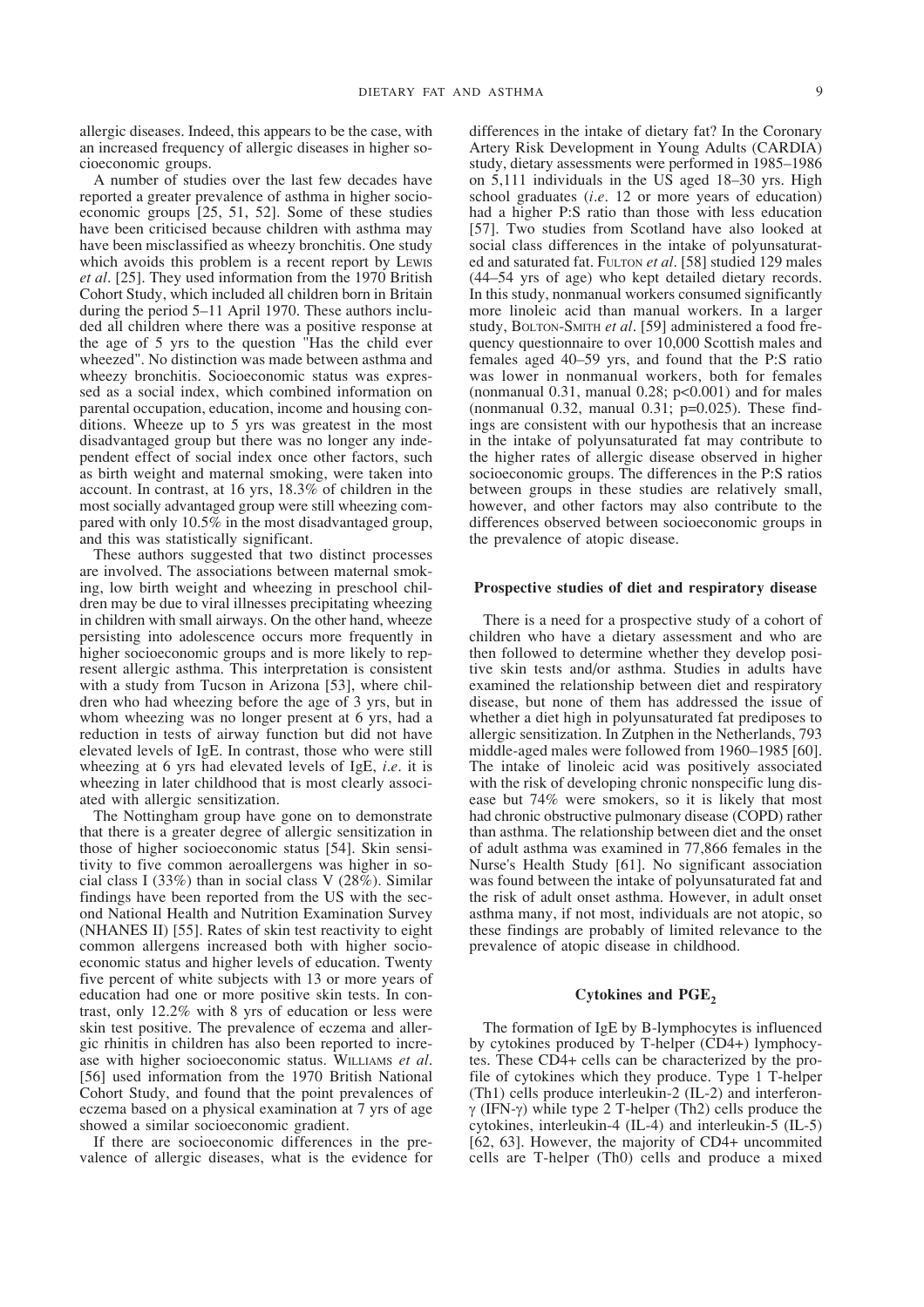allergic diseases. Indeed, this appears to be the case, with an increased frequency of allergic diseases in higher socioeconomic groups.

A number of studies over the last few decades have reported a greater prevalence of asthma in higher socioeconomic groups [25, 51, 52]. Some of these studies have been criticised because children with asthma may have been misclassified as wheezy bronchitis. One study which avoids this problem is a recent report by LEWIS *et al*. [25]. They used information from the 1970 British Cohort Study, which included all children born in Britain during the period 5–11 April 1970. These authors included all children where there was a positive response at the age of 5 yrs to the question "Has the child ever wheezed". No distinction was made between asthma and wheezy bronchitis. Socioeconomic status was expressed as a social index, which combined information on parental occupation, education, income and housing conditions. Wheeze up to 5 yrs was greatest in the most disadvantaged group but there was no longer any independent effect of social index once other factors, such as birth weight and maternal smoking, were taken into account. In contrast, at 16 yrs, 18.3% of children in the most socially advantaged group were still wheezing compared with only 10.5% in the most disadvantaged group, and this was statistically significant.

These authors suggested that two distinct processes are involved. The associations between maternal smoking, low birth weight and wheezing in preschool children may be due to viral illnesses precipitating wheezing in children with small airways. On the other hand, wheeze persisting into adolescence occurs more frequently in higher socioeconomic groups and is more likely to represent allergic asthma. This interpretation is consistent with a study from Tucson in Arizona [53], where children who had wheezing before the age of 3 yrs, but in whom wheezing was no longer present at 6 yrs, had a reduction in tests of airway function but did not have elevated levels of IgE. In contrast, those who were still wheezing at 6 yrs had elevated levels of IgE, *i.e*. it is wheezing in later childhood that is most clearly associated with allergic sensitization.

The Nottingham group have gone on to demonstrate that there is a greater degree of allergic sensitization in those of higher socioeconomic status [54]. Skin sensitivity to five common aeroallergens was higher in social class I (33%) than in social class V (28%). Similar findings have been reported from the US with the second National Health and Nutrition Examination Survey (NHANES II) [55]. Rates of skin test reactivity to eight common allergens increased both with higher socioeconomic status and higher levels of education. Twenty five percent of white subjects with 13 or more years of education had one or more positive skin tests. In contrast, only 12.2% with 8 yrs of education or less were skin test positive. The prevalence of eczema and allergic rhinitis in children has also been reported to increase with higher socioeconomic status. WILLIAMS *et al*. [56] used information from the 1970 British National Cohort Study, and found that the point prevalences of eczema based on a physical examination at 7 yrs of age showed a similar socioeconomic gradient.

If there are socioeconomic differences in the prevalence of allergic diseases, what is the evidence for differences in the intake of dietary fat? In the Coronary Artery Risk Development in Young Adults (CARDIA) study, dietary assessments were performed in 1985–1986 on 5,111 individuals in the US aged 18–30 yrs. High school graduates (*i.e*. 12 or more years of education) had a higher P:S ratio than those with less education [57]. Two studies from Scotland have also looked at social class differences in the intake of polyunsaturated and saturated fat. FULTON *et al*. [58] studied 129 males (44–54 yrs of age) who kept detailed dietary records. In this study, nonmanual workers consumed significantly more linoleic acid than manual workers. In a larger study, BOLTON-SMITH *et al*. [59] administered a food frequency questionnaire to over 10,000 Scottish males and females aged 40–59 yrs, and found that the P:S ratio was lower in nonmanual workers, both for females (nonmanual 0.31, manual 0.28; $p<0.001$) and for males (nonmanual 0.32, manual 0.31; $p=0.025$). These findings are consistent with our hypothesis that an increase in the intake of polyunsaturated fat may contribute to the higher rates of allergic disease observed in higher socioeconomic groups. The differences in the P:S ratios between groups in these studies are relatively small, however, and other factors may also contribute to the differences observed between socioeconomic groups in the prevalence of atopic disease.

### Prospective studies of diet and respiratory disease

There is a need for a prospective study of a cohort of children who have a dietary assessment and who are then followed to determine whether they develop positive skin tests and/or asthma. Studies in adults have examined the relationship between diet and respiratory disease, but none of them has addressed the issue of whether a diet high in polyunsaturated fat predisposes to allergic sensitization. In Zutphen in the Netherlands, 793 middle-aged males were followed from 1960–1985 [60]. The intake of linoleic acid was positively associated with the risk of developing chronic nonspecific lung disease but 74% were smokers, so it is likely that most had chronic obstructive pulmonary disease (COPD) rather than asthma. The relationship between diet and the onset of adult asthma was examined in 77,866 females in the Nurse's Health Study [61]. No significant association was found between the intake of polyunsaturated fat and the risk of adult onset asthma. However, in adult onset asthma many, if not most, individuals are not atopic, so these findings are probably of limited relevance to the prevalence of atopic disease in childhood.

### Cytokines and $PGE_2$

The formation of IgE by B-lymphocytes is influenced by cytokines produced by T-helper (CD4+) lymphocytes. These CD4+ cells can be characterized by the profile of cytokines which they produce. Type 1 T-helper (Th1) cells produce interleukin-2 (IL-2) and interferon-$\gamma$ (IFN-$\gamma$) while type 2 T-helper (Th2) cells produce the cytokines, interleukin-4 (IL-4) and interleukin-5 (IL-5) [62, 63]. However, the majority of CD4+ uncommited cells are T-helper (Th0) cells and produce a mixed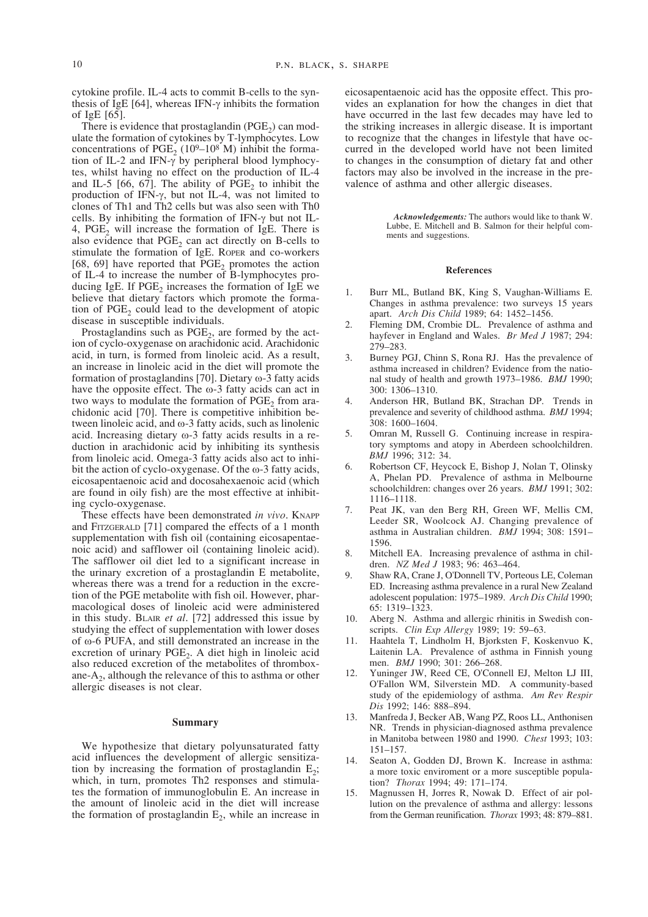cytokine profile. IL-4 acts to commit B-cells to the synthesis of IgE [64], whereas IFN-$\gamma$ inhibits the formation of IgE [65].

There is evidence that prostaglandin ($PGE_2$) can modulate the formation of cytokines by T-lymphocytes. Low concentrations of $PGE_2$ ($10^9$–$10^8$ M) inhibit the formation of IL-2 and IFN-$\gamma$ by peripheral blood lymphocytes, whilst having no effect on the production of IL-4 and IL-5 [66, 67]. The ability of $PGE_2$ to inhibit the production of IFN-$\gamma$, but not IL-4, was not limited to clones of Th1 and Th2 cells but was also seen with Th0 cells. By inhibiting the formation of IFN-$\gamma$ but not IL-4, $PGE_2$ will increase the formation of IgE. There is also evidence that $PGE_2$ can act directly on B-cells to stimulate the formation of IgE. ROPER and co-workers [68, 69] have reported that $PGE_2$ promotes the action of IL-4 to increase the number of B-lymphocytes producing IgE. If $PGE_2$ increases the formation of IgE we believe that dietary factors which promote the formation of $PGE_2$ could lead to the development of atopic disease in susceptible individuals.

Prostaglandins such as $PGE_2$, are formed by the action of cyclo-oxygenase on arachidonic acid. Arachidonic acid, in turn, is formed from linoleic acid. As a result, an increase in linoleic acid in the diet will promote the formation of prostaglandins [70]. Dietary $\omega$-3 fatty acids have the opposite effect. The $\omega$-3 fatty acids can act in two ways to modulate the formation of $PGE_2$ from arachidonic acid [70]. There is competitive inhibition between linoleic acid, and $\omega$-3 fatty acids, such as linolenic acid. Increasing dietary $\omega$-3 fatty acids results in a reduction in arachidonic acid by inhibiting its synthesis from linoleic acid. Omega-3 fatty acids also act to inhibit the action of cyclo-oxygenase. Of the $\omega$-3 fatty acids, eicosapentaenoic acid and docosahexaenoic acid (which are found in oily fish) are the most effective at inhibiting cyclo-oxygenase.

These effects have been demonstrated *in vivo*. KNAPP and FITZGERALD [71] compared the effects of a 1 month supplementation with fish oil (containing eicosapentaenoic acid) and safflower oil (containing linoleic acid). The safflower oil diet led to a significant increase in the urinary excretion of a prostaglandin E metabolite, whereas there was a trend for a reduction in the excretion of the PGE metabolite with fish oil. However, pharmacological doses of linoleic acid were administered in this study. BLAIR *et al*. [72] addressed this issue by studying the effect of supplementation with lower doses of $\omega$-6 PUFA, and still demonstrated an increase in the excretion of urinary $PGE_2$. A diet high in linoleic acid also reduced excretion of the metabolites of thromboxane-$A_2$, although the relevance of this to asthma or other allergic diseases is not clear.

## Summary

We hypothesize that dietary polyunsaturated fatty acid influences the development of allergic sensitization by increasing the formation of prostaglandin $E_2$; which, in turn, promotes Th2 responses and stimulates the formation of immunoglobulin E. An increase in the amount of linoleic acid in the diet will increase the formation of prostaglandin $E_2$, while an increase in eicosapentaenoic acid has the opposite effect. This provides an explanation for how the changes in diet that have occurred in the last few decades may have led to the striking increases in allergic disease. It is important to recognize that the changes in lifestyle that have occurred in the developed world have not been limited to changes in the consumption of dietary fat and other factors may also be involved in the increase in the prevalence of asthma and other allergic diseases.

***Acknowledgements:*** The authors would like to thank W. Lubbe, E. Mitchell and B. Salmon for their helpful comments and suggestions.

## References

1. Burr ML, Butland BK, King S, Vaughan-Williams E. Changes in asthma prevalence: two surveys 15 years apart. *Arch Dis Child* 1989; 64: 1452–1456.
2. Fleming DM, Crombie DL. Prevalence of asthma and hayfever in England and Wales. *Br Med J* 1987; 294: 279–283.
3. Burney PGJ, Chinn S, Rona RJ. Has the prevalence of asthma increased in children? Evidence from the national study of health and growth 1973–1986. *BMJ* 1990; 300: 1306–1310.
4. Anderson HR, Butland BK, Strachan DP. Trends in prevalence and severity of childhood asthma. *BMJ* 1994; 308: 1600–1604.
5. Omran M, Russell G. Continuing increase in respiratory symptoms and atopy in Aberdeen schoolchildren. *BMJ* 1996; 312: 34.
6. Robertson CF, Heycock E, Bishop J, Nolan T, Olinsky A, Phelan PD. Prevalence of asthma in Melbourne schoolchildren: changes over 26 years. *BMJ* 1991; 302: 1116–1118.
7. Peat JK, van den Berg RH, Green WF, Mellis CM, Leeder SR, Woolcock AJ. Changing prevalence of asthma in Australian children. *BMJ* 1994; 308: 1591–1596.
8. Mitchell EA. Increasing prevalence of asthma in children. *NZ Med J* 1983; 96: 463–464.
9. Shaw RA, Crane J, O'Donnell TV, Porteous LE, Coleman ED. Increasing asthma prevalence in a rural New Zealand adolescent population: 1975–1989. *Arch Dis Child* 1990; 65: 1319–1323.
10. Aberg N. Asthma and allergic rhinitis in Swedish conscripts. *Clin Exp Allergy* 1989; 19: 59–63.
11. Haahtela T, Lindholm H, Bjorksten F, Koskenvuo K, Laitenin LA. Prevalence of asthma in Finnish young men. *BMJ* 1990; 301: 266–268.
12. Yuninger JW, Reed CE, O'Connell EJ, Melton LJ III, O'Fallon WM, Silverstein MD. A community-based study of the epidemiology of asthma. *Am Rev Respir Dis* 1992; 146: 888–894.
13. Manfreda J, Becker AB, Wang PZ, Roos LL, Anthonisen NR. Trends in physician-diagnosed asthma prevalence in Manitoba between 1980 and 1990. *Chest* 1993; 103: 151–157.
14. Seaton A, Godden DJ, Brown K. Increase in asthma: a more toxic enviroment or a more susceptible population? *Thorax* 1994; 49: 171–174.
15. Magnussen H, Jorres R, Nowak D. Effect of air pollution on the prevalence of asthma and allergy: lessons from the German reunification. *Thorax* 1993; 48: 879–881.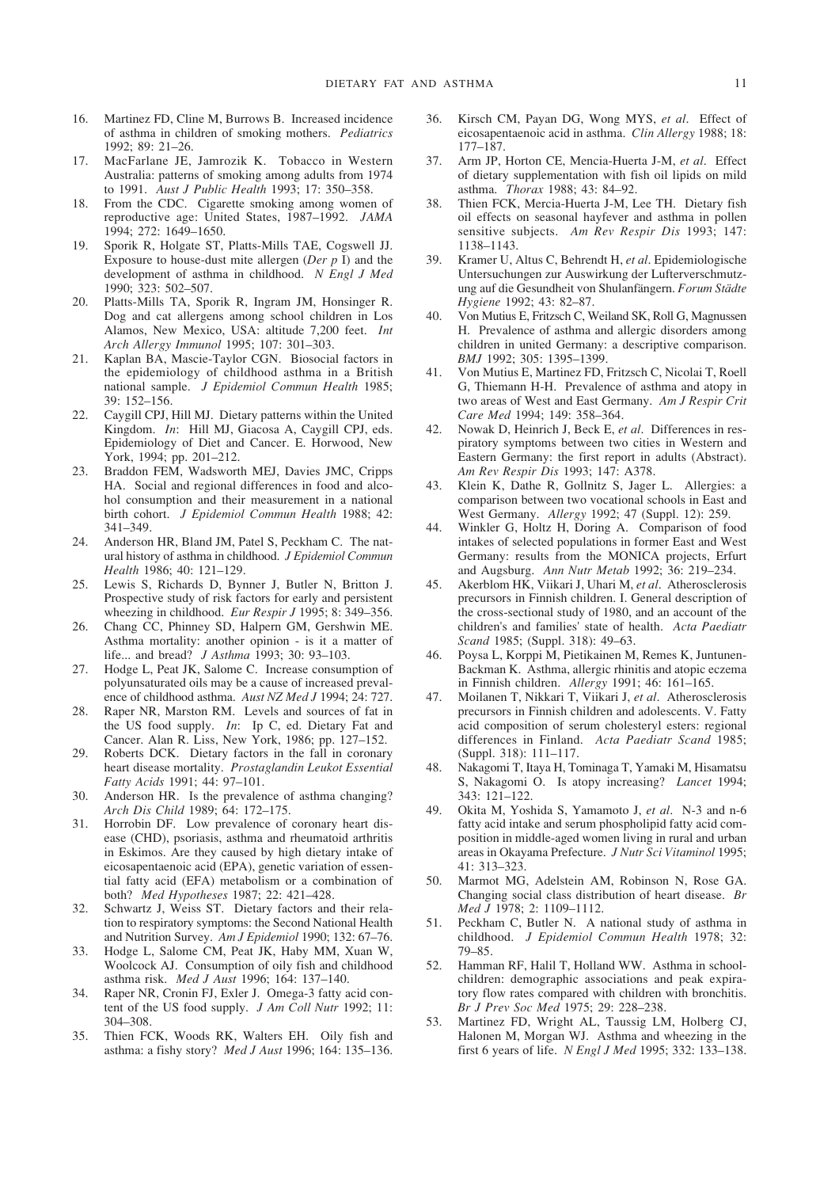16. Martinez FD, Cline M, Burrows B. Increased incidence of asthma in children of smoking mothers. *Pediatrics* 1992; 89: 21–26.
17. MacFarlane JE, Jamrozik K. Tobacco in Western Australia: patterns of smoking among adults from 1974 to 1991. *Aust J Public Health* 1993; 17: 350–358.
18. From the CDC. Cigarette smoking among women of reproductive age: United States, 1987–1992. *JAMA* 1994; 272: 1649–1650.
19. Sporik R, Holgate ST, Platts-Mills TAE, Cogswell JJ. Exposure to house-dust mite allergen (*Der p* I) and the development of asthma in childhood. *N Engl J Med* 1990; 323: 502–507.
20. Platts-Mills TA, Sporik R, Ingram JM, Honsinger R. Dog and cat allergens among school children in Los Alamos, New Mexico, USA: altitude 7,200 feet. *Int Arch Allergy Immunol* 1995; 107: 301–303.
21. Kaplan BA, Mascie-Taylor CGN. Biosocial factors in the epidemiology of childhood asthma in a British national sample. *J Epidemiol Commun Health* 1985; 39: 152–156.
22. Caygill CPJ, Hill MJ. Dietary patterns within the United Kingdom. *In*: Hill MJ, Giacosa A, Caygill CPJ, eds. Epidemiology of Diet and Cancer. E. Horwood, New York, 1994; pp. 201–212.
23. Braddon FEM, Wadsworth MEJ, Davies JMC, Cripps HA. Social and regional differences in food and alcohol consumption and their measurement in a national birth cohort. *J Epidemiol Commun Health* 1988; 42: 341–349.
24. Anderson HR, Bland JM, Patel S, Peckham C. The natural history of asthma in childhood. *J Epidemiol Commun Health* 1986; 40: 121–129.
25. Lewis S, Richards D, Bynner J, Butler N, Britton J. Prospective study of risk factors for early and persistent wheezing in childhood. *Eur Respir J* 1995; 8: 349–356.
26. Chang CC, Phinney SD, Halpern GM, Gershwin ME. Asthma mortality: another opinion - is it a matter of life... and bread? *J Asthma* 1993; 30: 93–103.
27. Hodge L, Peat JK, Salome C. Increase consumption of polyunsaturated oils may be a cause of increased prevalence of childhood asthma. *Aust NZ Med J* 1994; 24: 727.
28. Raper NR, Marston RM. Levels and sources of fat in the US food supply. *In*: Ip C, ed. Dietary Fat and Cancer. Alan R. Liss, New York, 1986; pp. 127–152.
29. Roberts DCK. Dietary factors in the fall in coronary heart disease mortality. *Prostaglandin Leukot Essential Fatty Acids* 1991; 44: 97–101.
30. Anderson HR. Is the prevalence of asthma changing? *Arch Dis Child* 1989; 64: 172–175.
31. Horrobin DF. Low prevalence of coronary heart disease (CHD), psoriasis, asthma and rheumatoid arthritis in Eskimos. Are they caused by high dietary intake of eicosapentaenoic acid (EPA), genetic variation of essential fatty acid (EFA) metabolism or a combination of both? *Med Hypotheses* 1987; 22: 421–428.
32. Schwartz J, Weiss ST. Dietary factors and their relation to respiratory symptoms: the Second National Health and Nutrition Survey. *Am J Epidemiol* 1990; 132: 67–76.
33. Hodge L, Salome CM, Peat JK, Haby MM, Xuan W, Woolcock AJ. Consumption of oily fish and childhood asthma risk. *Med J Aust* 1996; 164: 137–140.
34. Raper NR, Cronin FJ, Exler J. Omega-3 fatty acid content of the US food supply. *J Am Coll Nutr* 1992; 11: 304–308.
35. Thien FCK, Woods RK, Walters EH. Oily fish and asthma: a fishy story? *Med J Aust* 1996; 164: 135–136.
36. Kirsch CM, Payan DG, Wong MYS, *et al*. Effect of eicosapentaenoic acid in asthma. *Clin Allergy* 1988; 18: 177–187.
37. Arm JP, Horton CE, Mencia-Huerta J-M, *et al*. Effect of dietary supplementation with fish oil lipids on mild asthma. *Thorax* 1988; 43: 84–92.
38. Thien FCK, Mercia-Huerta J-M, Lee TH. Dietary fish oil effects on seasonal hayfever and asthma in pollen sensitive subjects. *Am Rev Respir Dis* 1993; 147: 1138–1143.
39. Kramer U, Altus C, Behrendt H, *et al*. Epidemiologische Untersuchungen zur Auswirkung der Lufterverschmutzung auf die Gesundheit von Shulanfängern. *Forum Städte Hygiene* 1992; 43: 82–87.
40. Von Mutius E, Fritzsch C, Weiland SK, Roll G, Magnussen H. Prevalence of asthma and allergic disorders among children in united Germany: a descriptive comparison. *BMJ* 1992; 305: 1395–1399.
41. Von Mutius E, Martinez FD, Fritzsch C, Nicolai T, Roell G, Thiemann H-H. Prevalence of asthma and atopy in two areas of West and East Germany. *Am J Respir Crit Care Med* 1994; 149: 358–364.
42. Nowak D, Heinrich J, Beck E, *et al*. Differences in respiratory symptoms between two cities in Western and Eastern Germany: the first report in adults (Abstract). *Am Rev Respir Dis* 1993; 147: A378.
43. Klein K, Dathe R, Gollnitz S, Jager L. Allergies: a comparison between two vocational schools in East and West Germany. *Allergy* 1992; 47 (Suppl. 12): 259.
44. Winkler G, Holtz H, Doring A. Comparison of food intakes of selected populations in former East and West Germany: results from the MONICA projects, Erfurt and Augsburg. *Ann Nutr Metab* 1992; 36: 219–234.
45. Akerblom HK, Viikari J, Uhari M, *et al*. Atherosclerosis precursors in Finnish children. I. General description of the cross-sectional study of 1980, and an account of the children's and families' state of health. *Acta Paediatr Scand* 1985; (Suppl. 318): 49–63.
46. Poysa L, Korppi M, Pietikainen M, Remes K, Juntunen-Backman K. Asthma, allergic rhinitis and atopic eczema in Finnish children. *Allergy* 1991; 46: 161–165.
47. Moilanen T, Nikkari T, Viikari J, *et al*. Atherosclerosis precursors in Finnish children and adolescents. V. Fatty acid composition of serum cholesteryl esters: regional differences in Finland. *Acta Paediatr Scand* 1985; (Suppl. 318): 111–117.
48. Nakagomi T, Itaya H, Tominaga T, Yamaki M, Hisamatsu S, Nakagomi O. Is atopy increasing? *Lancet* 1994; 343: 121–122.
49. Okita M, Yoshida S, Yamamoto J, *et al*. N-3 and n-6 fatty acid intake and serum phospholipid fatty acid composition in middle-aged women living in rural and urban areas in Okayama Prefecture. *J Nutr Sci Vitaminol* 1995; 41: 313–323.
50. Marmot MG, Adelstein AM, Robinson N, Rose GA. Changing social class distribution of heart disease. *Br Med J* 1978; 2: 1109–1112.
51. Peckham C, Butler N. A national study of asthma in childhood. *J Epidemiol Commun Health* 1978; 32: 79–85.
52. Hamman RF, Halil T, Holland WW. Asthma in schoolchildren: demographic associations and peak expiratory flow rates compared with children with bronchitis. *Br J Prev Soc Med* 1975; 29: 228–238.
53. Martinez FD, Wright AL, Taussig LM, Holberg CJ, Halonen M, Morgan WJ. Asthma and wheezing in the first 6 years of life. *N Engl J Med* 1995; 332: 133–138.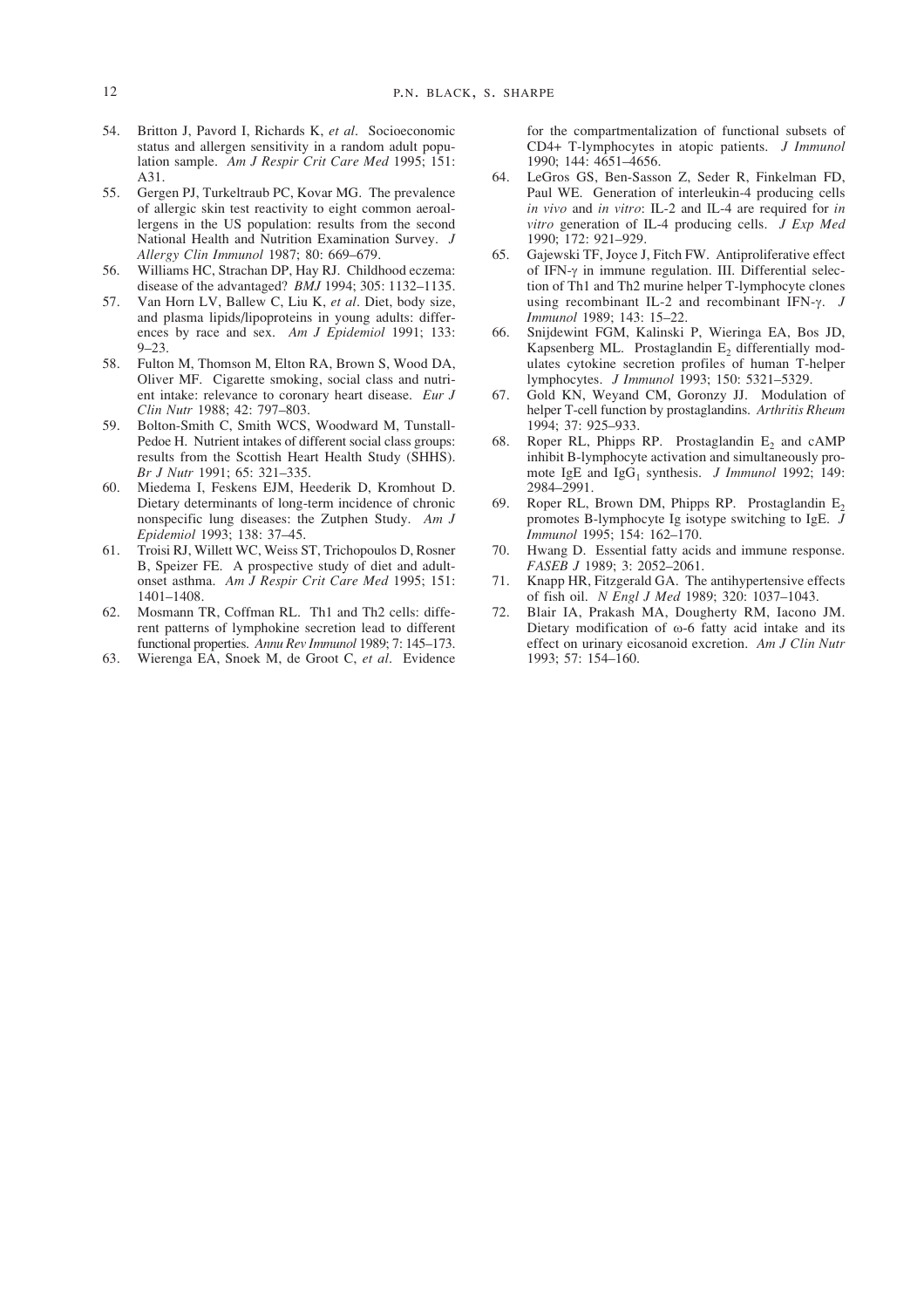54. Britton J, Pavord I, Richards K, *et al*. Socioeconomic status and allergen sensitivity in a random adult population sample. *Am J Respir Crit Care Med* 1995; 151: A31.
55. Gergen PJ, Turkeltraub PC, Kovar MG. The prevalence of allergic skin test reactivity to eight common aeroallergens in the US population: results from the second National Health and Nutrition Examination Survey. *J Allergy Clin Immunol* 1987; 80: 669–679.
56. Williams HC, Strachan DP, Hay RJ. Childhood eczema: disease of the advantaged? *BMJ* 1994; 305: 1132–1135.
57. Van Horn LV, Ballew C, Liu K, *et al*. Diet, body size, and plasma lipids/lipoproteins in young adults: differences by race and sex. *Am J Epidemiol* 1991; 133: 9–23.
58. Fulton M, Thomson M, Elton RA, Brown S, Wood DA, Oliver MF. Cigarette smoking, social class and nutrient intake: relevance to coronary heart disease. *Eur J Clin Nutr* 1988; 42: 797–803.
59. Bolton-Smith C, Smith WCS, Woodward M, Tunstall-Pedoe H. Nutrient intakes of different social class groups: results from the Scottish Heart Health Study (SHHS). *Br J Nutr* 1991; 65: 321–335.
60. Miedema I, Feskens EJM, Heederik D, Kromhout D. Dietary determinants of long-term incidence of chronic nonspecific lung diseases: the Zutphen Study. *Am J Epidemiol* 1993; 138: 37–45.
61. Troisi RJ, Willett WC, Weiss ST, Trichopoulos D, Rosner B, Speizer FE. A prospective study of diet and adult-onset asthma. *Am J Respir Crit Care Med* 1995; 151: 1401–1408.
62. Mosmann TR, Coffman RL. Th1 and Th2 cells: different patterns of lymphokine secretion lead to different functional properties. *Annu Rev Immunol* 1989; 7: 145–173.
63. Wierenga EA, Snoek M, de Groot C, *et al*. Evidence for the compartmentalization of functional subsets of CD4+ T-lymphocytes in atopic patients. *J Immunol* 1990; 144: 4651–4656.
64. LeGros GS, Ben-Sasson Z, Seder R, Finkelman FD, Paul WE. Generation of interleukin-4 producing cells *in vivo* and *in vitro*: IL-2 and IL-4 are required for *in vitro* generation of IL-4 producing cells. *J Exp Med* 1990; 172: 921–929.
65. Gajewski TF, Joyce J, Fitch FW. Antiproliferative effect of IFN-γ in immune regulation. III. Differential selection of Th1 and Th2 murine helper T-lymphocyte clones using recombinant IL-2 and recombinant IFN-γ. *J Immunol* 1989; 143: 15–22.
66. Snijdewint FGM, Kalinski P, Wieringa EA, Bos JD, Kapsenberg ML. Prostaglandin $E_2$ differentially modulates cytokine secretion profiles of human T-helper lymphocytes. *J Immunol* 1993; 150: 5321–5329.
67. Gold KN, Weyand CM, Goronzy JJ. Modulation of helper T-cell function by prostaglandins. *Arthritis Rheum* 1994; 37: 925–933.
68. Roper RL, Phipps RP. Prostaglandin $E_2$ and cAMP inhibit B-lymphocyte activation and simultaneously promote IgE and $IgG_1$ synthesis. *J Immunol* 1992; 149: 2984–2991.
69. Roper RL, Brown DM, Phipps RP. Prostaglandin $E_2$ promotes B-lymphocyte Ig isotype switching to IgE. *J Immunol* 1995; 154: 162–170.
70. Hwang D. Essential fatty acids and immune response. *FASEB J* 1989; 3: 2052–2061.
71. Knapp HR, Fitzgerald GA. The antihypertensive effects of fish oil. *N Engl J Med* 1989; 320: 1037–1043.
72. Blair IA, Prakash MA, Dougherty RM, Iacono JM. Dietary modification of ω-6 fatty acid intake and its effect on urinary eicosanoid excretion. *Am J Clin Nutr* 1993; 57: 154–160.